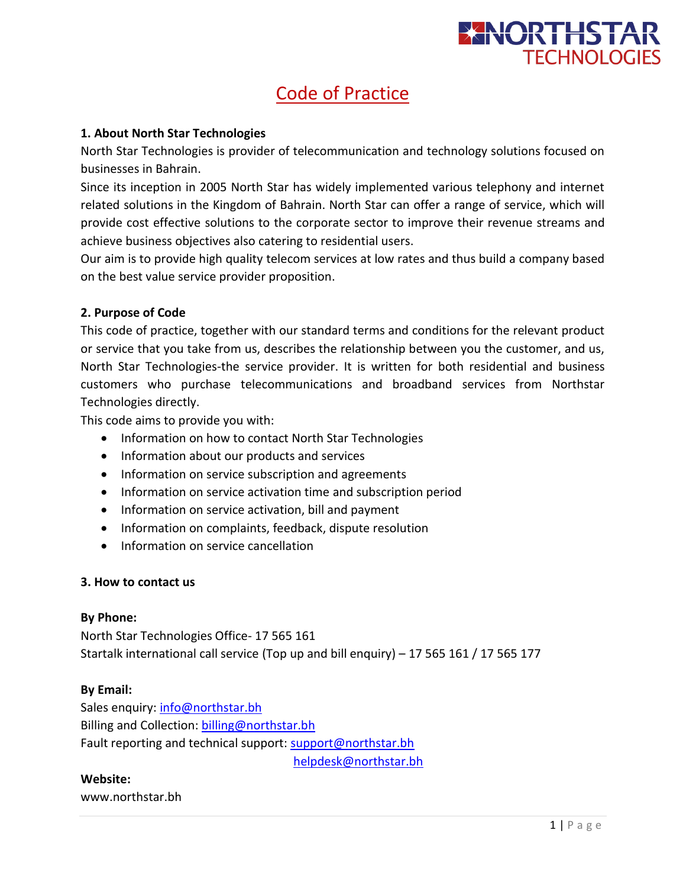NORTHSTAR TECHNOLOGIES

# Code of Practice

**1. About North Star Technologies**

North Star Technologies is provider of telecommunication and technology solutions focused on businesses in Bahrain.

Since its inception in 2005 North Star has widely implemented various telephony and internet related solutions in the Kingdom of Bahrain. North Star can offer a range of service, which will provide cost effective solutions to the corporate sector to improve their revenue streams and achieve business objectives also catering to residential users.

Our aim is to provide high quality telecom services at low rates and thus build a company based on the best value service provider proposition.

**2. Purpose of Code**

This code of practice, together with our standard terms and conditions for the relevant product or service that you take from us, describes the relationship between you the customer, and us, North Star Technologies-the service provider. It is written for both residential and business customers who purchase telecommunications and broadband services from Northstar Technologies directly.

This code aims to provide you with:

- Information on how to contact North Star Technologies
- Information about our products and services
- Information on service subscription and agreements
- Information on service activation time and subscription period
- Information on service activation, bill and payment
- Information on complaints, feedback, dispute resolution
- Information on service cancellation

**3. How to contact us**

**By Phone:**

North Star Technologies Office- 17 565 161

Startalk international call service (Top up and bill enquiry) – 17 565 161 / 17 565 177

**By Email:**

Sales enquiry: info@northstar.bh

Billing and Collection: billing@northstar.bh

Fault reporting and technical support: support@northstar.bh
helpdesk@northstar.bh

**Website:**

www.northstar.bh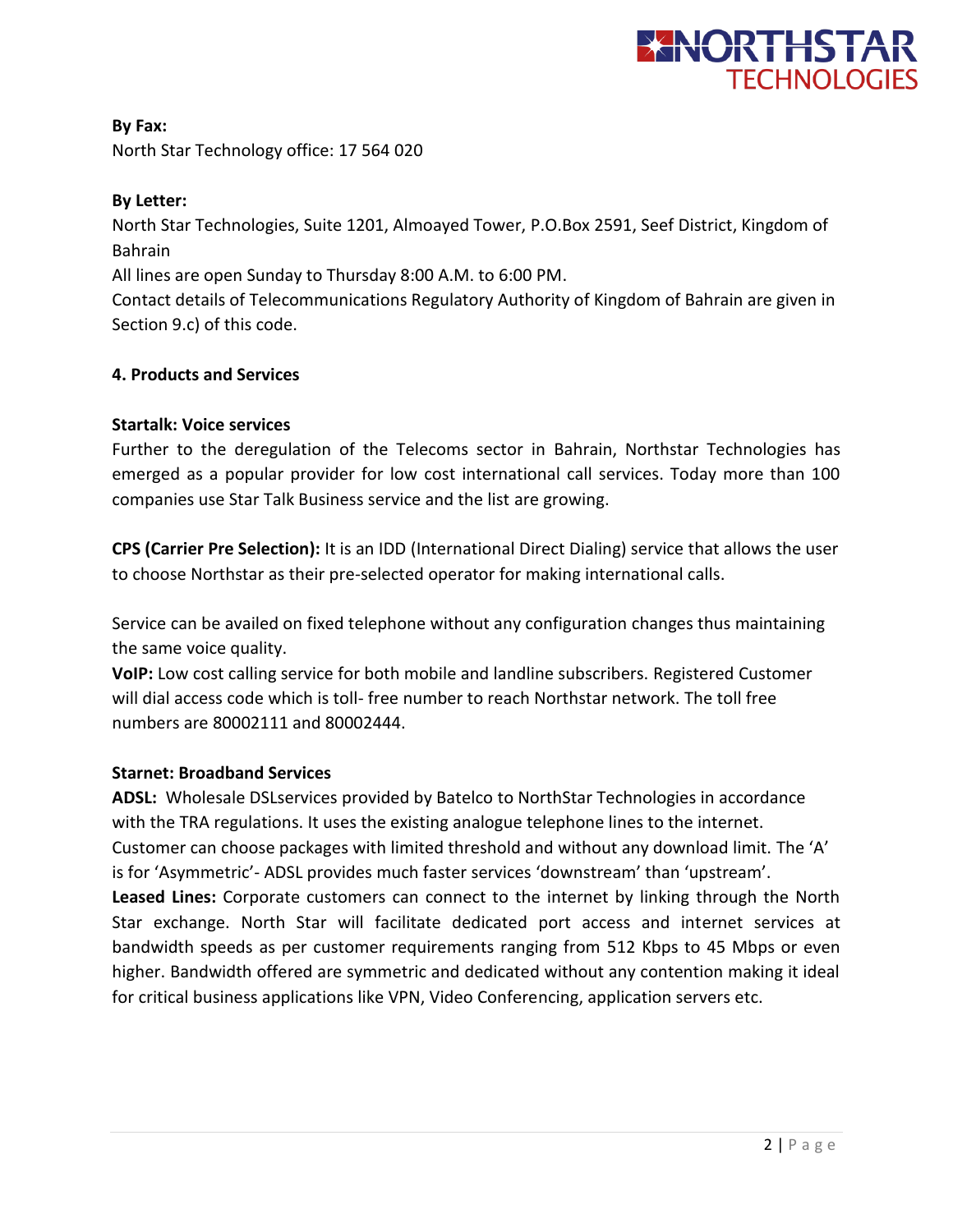**By Fax:**
North Star Technology office: 17 564 020

**By Letter:**
North Star Technologies, Suite 1201, Almoayed Tower, P.O.Box 2591, Seef District, Kingdom of Bahrain
All lines are open Sunday to Thursday 8:00 A.M. to 6:00 PM.
Contact details of Telecommunications Regulatory Authority of Kingdom of Bahrain are given in Section 9.c) of this code.

## 4. Products and Services

### Startalk: Voice services

Further to the deregulation of the Telecoms sector in Bahrain, Northstar Technologies has emerged as a popular provider for low cost international call services. Today more than 100 companies use Star Talk Business service and the list are growing.

**CPS (Carrier Pre Selection):** It is an IDD (International Direct Dialing) service that allows the user to choose Northstar as their pre-selected operator for making international calls.

Service can be availed on fixed telephone without any configuration changes thus maintaining the same voice quality.
**VoIP:** Low cost calling service for both mobile and landline subscribers. Registered Customer will dial access code which is toll- free number to reach Northstar network. The toll free numbers are 80002111 and 80002444.

### Starnet: Broadband Services

**ADSL:** Wholesale DSLservices provided by Batelco to NorthStar Technologies in accordance with the TRA regulations. It uses the existing analogue telephone lines to the internet. Customer can choose packages with limited threshold and without any download limit. The 'A' is for 'Asymmetric'- ADSL provides much faster services 'downstream' than 'upstream'.
**Leased Lines:** Corporate customers can connect to the internet by linking through the North Star exchange. North Star will facilitate dedicated port access and internet services at bandwidth speeds as per customer requirements ranging from 512 Kbps to 45 Mbps or even higher. Bandwidth offered are symmetric and dedicated without any contention making it ideal for critical business applications like VPN, Video Conferencing, application servers etc.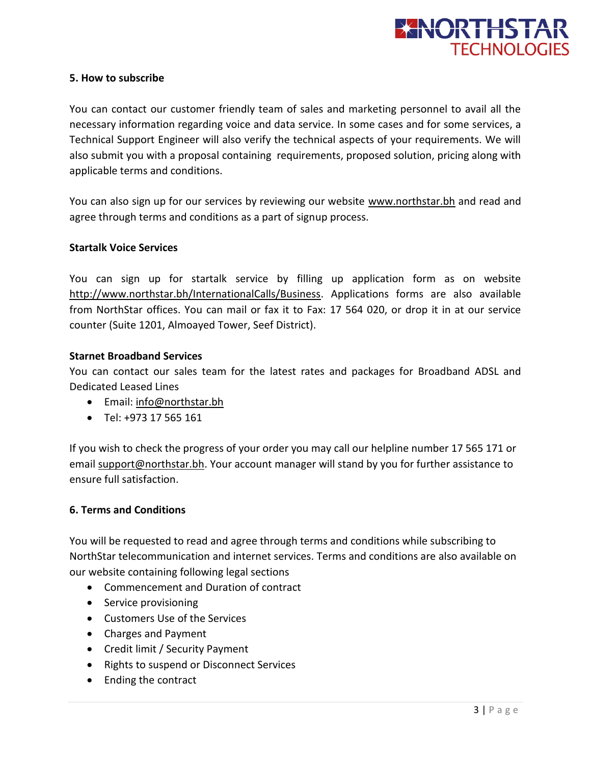## 5. How to subscribe

You can contact our customer friendly team of sales and marketing personnel to avail all the necessary information regarding voice and data service. In some cases and for some services, a Technical Support Engineer will also verify the technical aspects of your requirements. We will also submit you with a proposal containing requirements, proposed solution, pricing along with applicable terms and conditions.

You can also sign up for our services by reviewing our website www.northstar.bh and read and agree through terms and conditions as a part of signup process.

### Startalk Voice Services

You can sign up for startalk service by filling up application form as on website http://www.northstar.bh/InternationalCalls/Business. Applications forms are also available from NorthStar offices. You can mail or fax it to Fax: 17 564 020, or drop it in at our service counter (Suite 1201, Almoayed Tower, Seef District).

### Starnet Broadband Services

You can contact our sales team for the latest rates and packages for Broadband ADSL and Dedicated Leased Lines

- Email: info@northstar.bh
- Tel: +973 17 565 161

If you wish to check the progress of your order you may call our helpline number 17 565 171 or email support@northstar.bh. Your account manager will stand by you for further assistance to ensure full satisfaction.

## 6. Terms and Conditions

You will be requested to read and agree through terms and conditions while subscribing to NorthStar telecommunication and internet services. Terms and conditions are also available on our website containing following legal sections

- Commencement and Duration of contract
- Service provisioning
- Customers Use of the Services
- Charges and Payment
- Credit limit / Security Payment
- Rights to suspend or Disconnect Services
- Ending the contract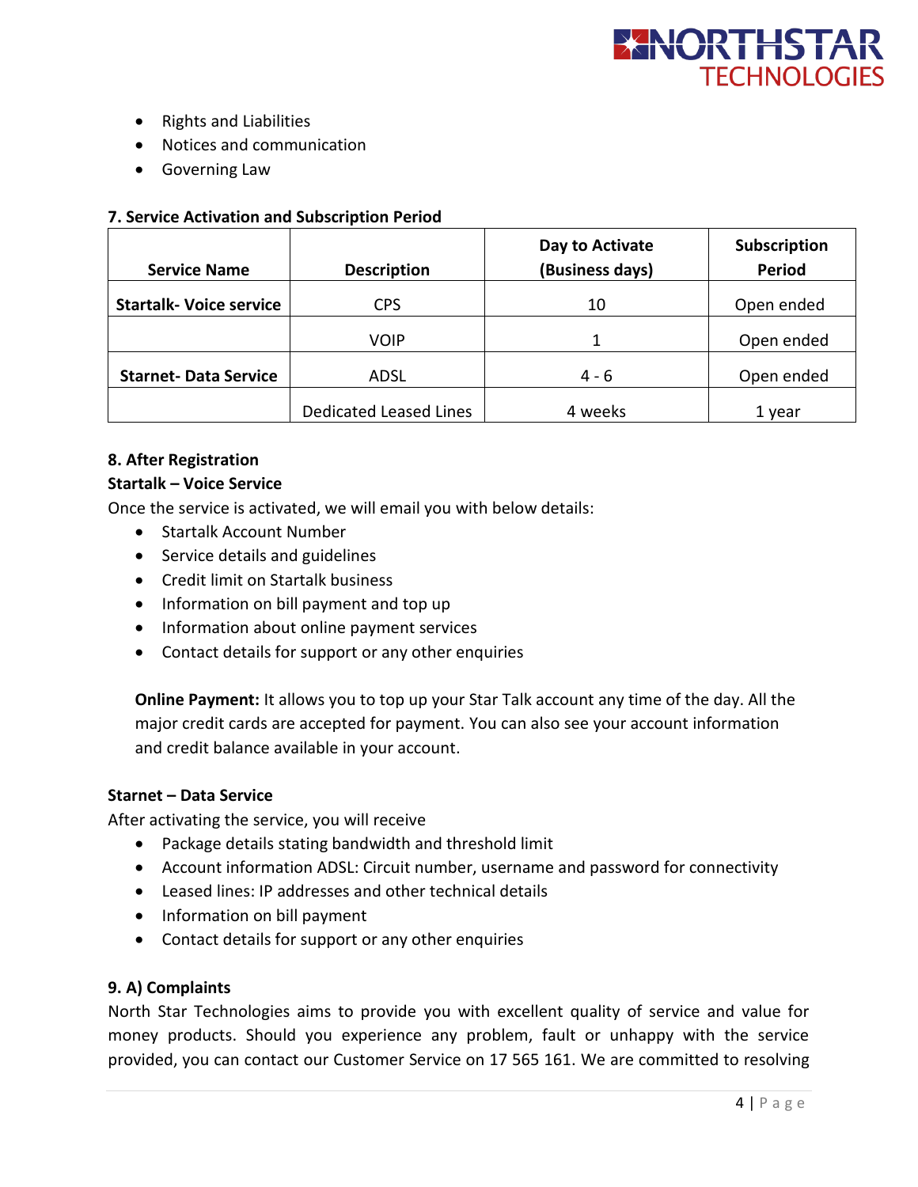- Rights and Liabilities
- Notices and communication
- Governing Law

**7. Service Activation and Subscription Period**

| Service Name | Description | Day to Activate (Business days) | Subscription Period |
|---|---|---|---|
| **Startalk- Voice service** | CPS | 10 | Open ended |
| | VOIP | 1 | Open ended |
| **Starnet- Data Service** | ADSL | 4 - 6 | Open ended |
| | Dedicated Leased Lines | 4 weeks | 1 year |

**8. After Registration**

**Startalk – Voice Service**

Once the service is activated, we will email you with below details:

- Startalk Account Number
- Service details and guidelines
- Credit limit on Startalk business
- Information on bill payment and top up
- Information about online payment services
- Contact details for support or any other enquiries

**Online Payment:** It allows you to top up your Star Talk account any time of the day. All the major credit cards are accepted for payment. You can also see your account information and credit balance available in your account.

**Starnet – Data Service**

After activating the service, you will receive

- Package details stating bandwidth and threshold limit
- Account information ADSL: Circuit number, username and password for connectivity
- Leased lines: IP addresses and other technical details
- Information on bill payment
- Contact details for support or any other enquiries

**9. A) Complaints**

North Star Technologies aims to provide you with excellent quality of service and value for money products. Should you experience any problem, fault or unhappy with the service provided, you can contact our Customer Service on 17 565 161. We are committed to resolving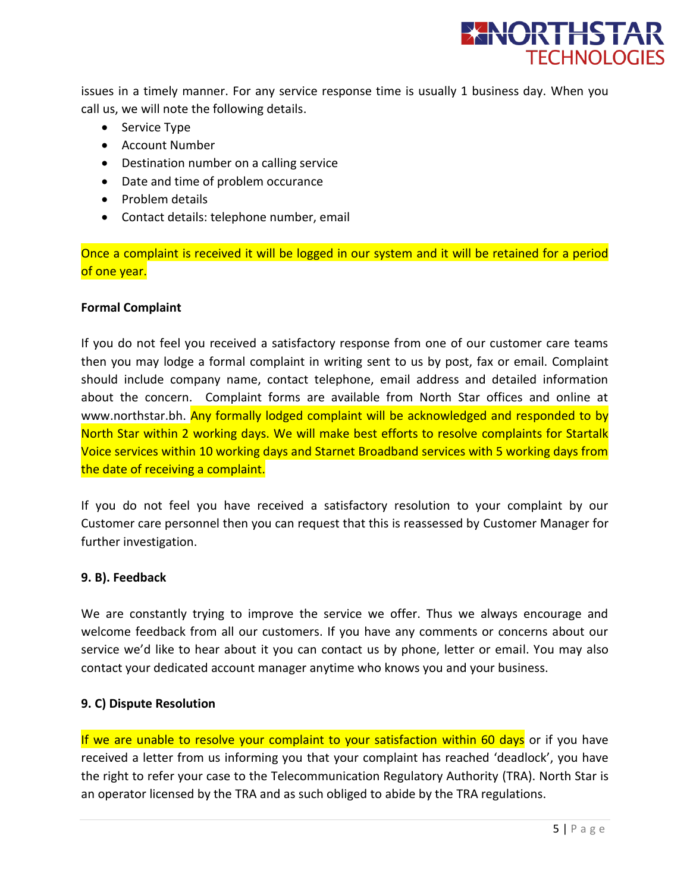issues in a timely manner. For any service response time is usually 1 business day. When you call us, we will note the following details.

- Service Type
- Account Number
- Destination number on a calling service
- Date and time of problem occurance
- Problem details
- Contact details: telephone number, email

Once a complaint is received it will be logged in our system and it will be retained for a period of one year.

**Formal Complaint**

If you do not feel you received a satisfactory response from one of our customer care teams then you may lodge a formal complaint in writing sent to us by post, fax or email. Complaint should include company name, contact telephone, email address and detailed information about the concern. Complaint forms are available from North Star offices and online at www.northstar.bh. Any formally lodged complaint will be acknowledged and responded to by North Star within 2 working days. We will make best efforts to resolve complaints for Startalk Voice services within 10 working days and Starnet Broadband services with 5 working days from the date of receiving a complaint.

If you do not feel you have received a satisfactory resolution to your complaint by our Customer care personnel then you can request that this is reassessed by Customer Manager for further investigation.

**9. B). Feedback**

We are constantly trying to improve the service we offer. Thus we always encourage and welcome feedback from all our customers. If you have any comments or concerns about our service we'd like to hear about it you can contact us by phone, letter or email. You may also contact your dedicated account manager anytime who knows you and your business.

**9. C) Dispute Resolution**

If we are unable to resolve your complaint to your satisfaction within 60 days or if you have received a letter from us informing you that your complaint has reached 'deadlock', you have the right to refer your case to the Telecommunication Regulatory Authority (TRA). North Star is an operator licensed by the TRA and as such obliged to abide by the TRA regulations.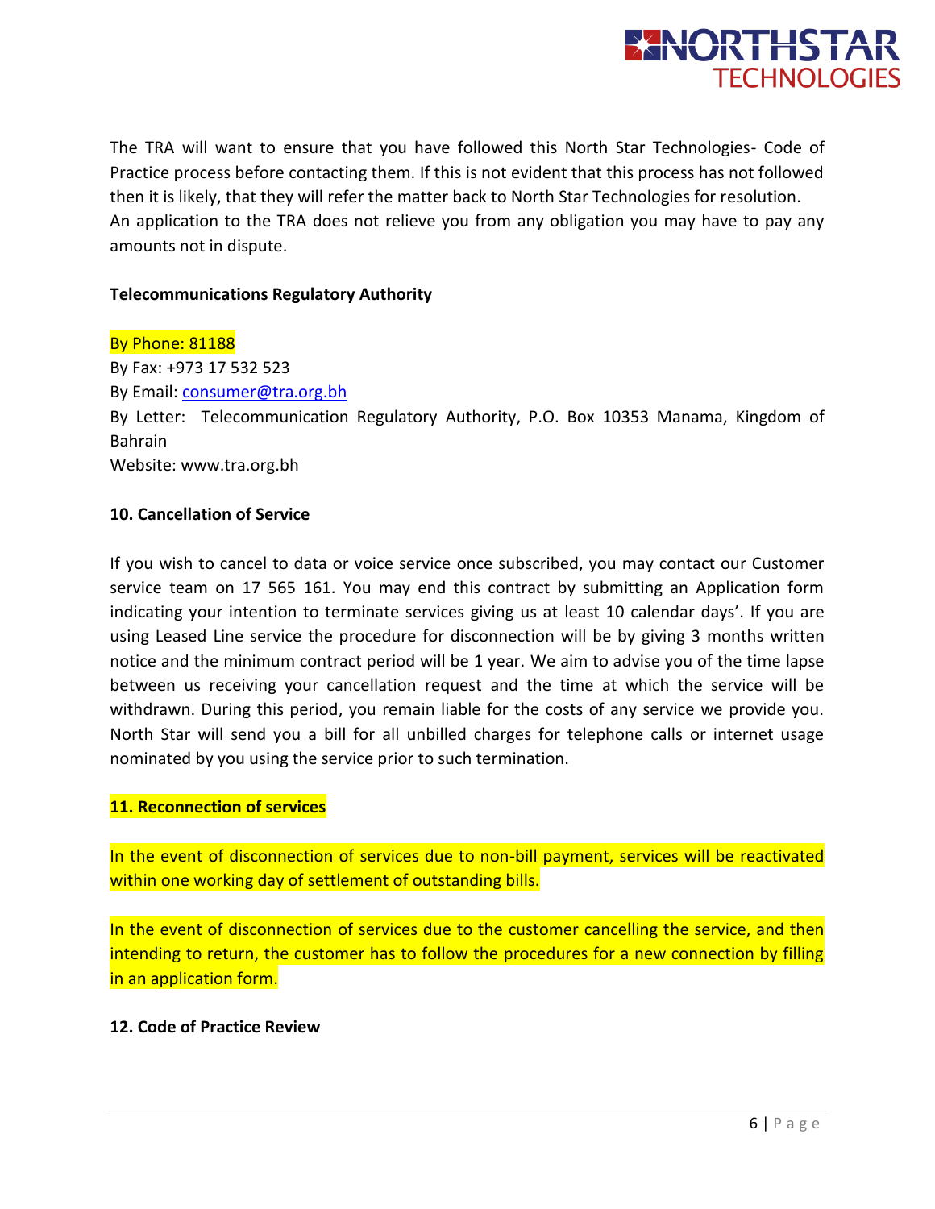The TRA will want to ensure that you have followed this North Star Technologies- Code of Practice process before contacting them. If this is not evident that this process has not followed then it is likely, that they will refer the matter back to North Star Technologies for resolution. An application to the TRA does not relieve you from any obligation you may have to pay any amounts not in dispute.

**Telecommunications Regulatory Authority**

By Phone: 81188
By Fax: +973 17 532 523
By Email: consumer@tra.org.bh
By Letter: Telecommunication Regulatory Authority, P.O. Box 10353 Manama, Kingdom of Bahrain
Website: www.tra.org.bh

**10. Cancellation of Service**

If you wish to cancel to data or voice service once subscribed, you may contact our Customer service team on 17 565 161. You may end this contract by submitting an Application form indicating your intention to terminate services giving us at least 10 calendar days'. If you are using Leased Line service the procedure for disconnection will be by giving 3 months written notice and the minimum contract period will be 1 year. We aim to advise you of the time lapse between us receiving your cancellation request and the time at which the service will be withdrawn. During this period, you remain liable for the costs of any service we provide you. North Star will send you a bill for all unbilled charges for telephone calls or internet usage nominated by you using the service prior to such termination.

**11. Reconnection of services**

In the event of disconnection of services due to non-bill payment, services will be reactivated within one working day of settlement of outstanding bills.

In the event of disconnection of services due to the customer cancelling the service, and then intending to return, the customer has to follow the procedures for a new connection by filling in an application form.

**12. Code of Practice Review**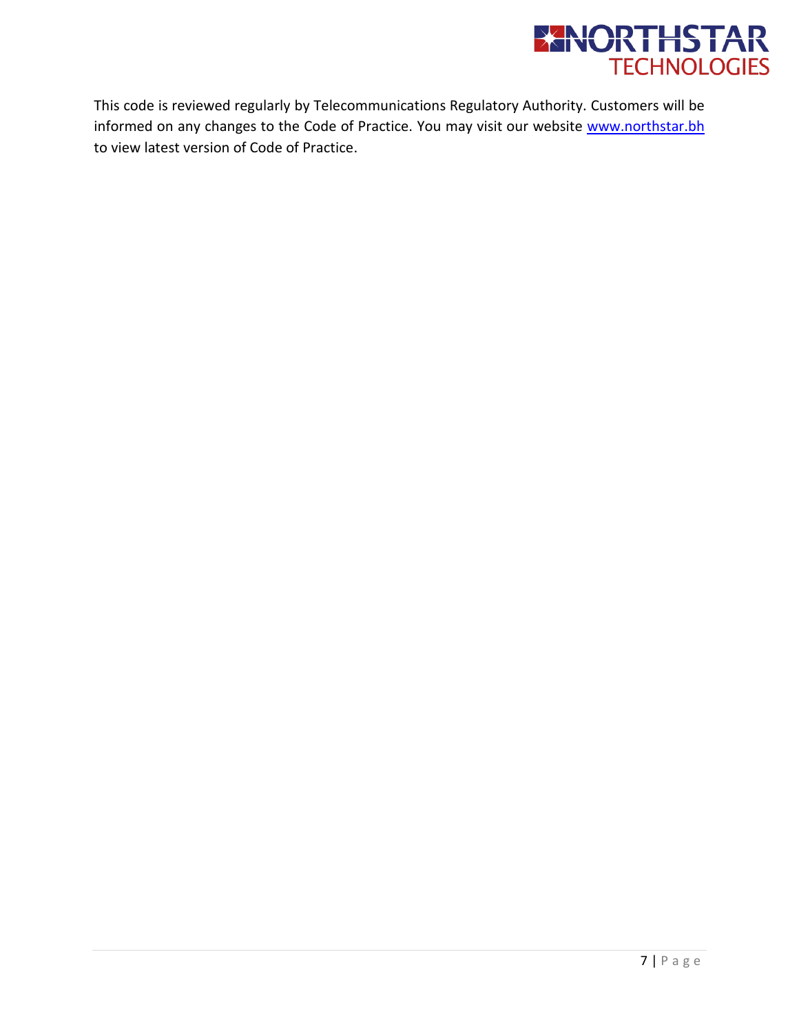This code is reviewed regularly by Telecommunications Regulatory Authority. Customers will be informed on any changes to the Code of Practice. You may visit our website www.northstar.bh to view latest version of Code of Practice.